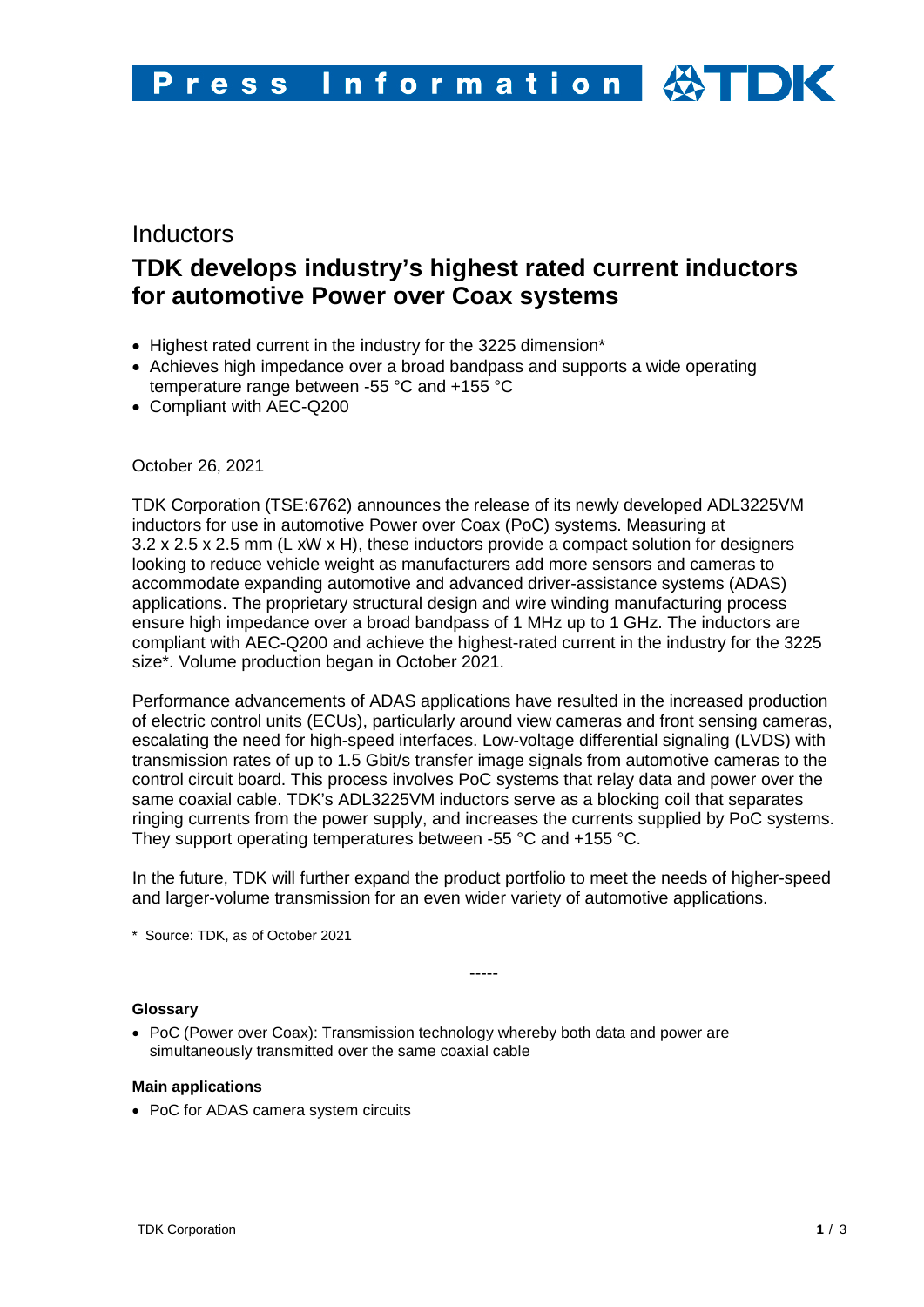Press Information TDK

## Inductors

# TDK develops industry's highest rated current inductors for automotive Power over Coax systems

- Highest rated current in the industry for the 3225 dimension*
- Achieves high impedance over a broad bandpass and supports a wide operating temperature range between -55 °C and +155 °C
- Compliant with AEC-Q200

October 26, 2021

TDK Corporation (TSE:6762) announces the release of its newly developed ADL3225VM inductors for use in automotive Power over Coax (PoC) systems. Measuring at 3.2 x 2.5 x 2.5 mm (L xW x H), these inductors provide a compact solution for designers looking to reduce vehicle weight as manufacturers add more sensors and cameras to accommodate expanding automotive and advanced driver-assistance systems (ADAS) applications. The proprietary structural design and wire winding manufacturing process ensure high impedance over a broad bandpass of 1 MHz up to 1 GHz. The inductors are compliant with AEC-Q200 and achieve the highest-rated current in the industry for the 3225 size*. Volume production began in October 2021.

Performance advancements of ADAS applications have resulted in the increased production of electric control units (ECUs), particularly around view cameras and front sensing cameras, escalating the need for high-speed interfaces. Low-voltage differential signaling (LVDS) with transmission rates of up to 1.5 Gbit/s transfer image signals from automotive cameras to the control circuit board. This process involves PoC systems that relay data and power over the same coaxial cable. TDK's ADL3225VM inductors serve as a blocking coil that separates ringing currents from the power supply, and increases the currents supplied by PoC systems. They support operating temperatures between -55 °C and +155 °C.

In the future, TDK will further expand the product portfolio to meet the needs of higher-speed and larger-volume transmission for an even wider variety of automotive applications.

\* Source: TDK, as of October 2021

-----

**Glossary**

- PoC (Power over Coax): Transmission technology whereby both data and power are simultaneously transmitted over the same coaxial cable

**Main applications**

- PoC for ADAS camera system circuits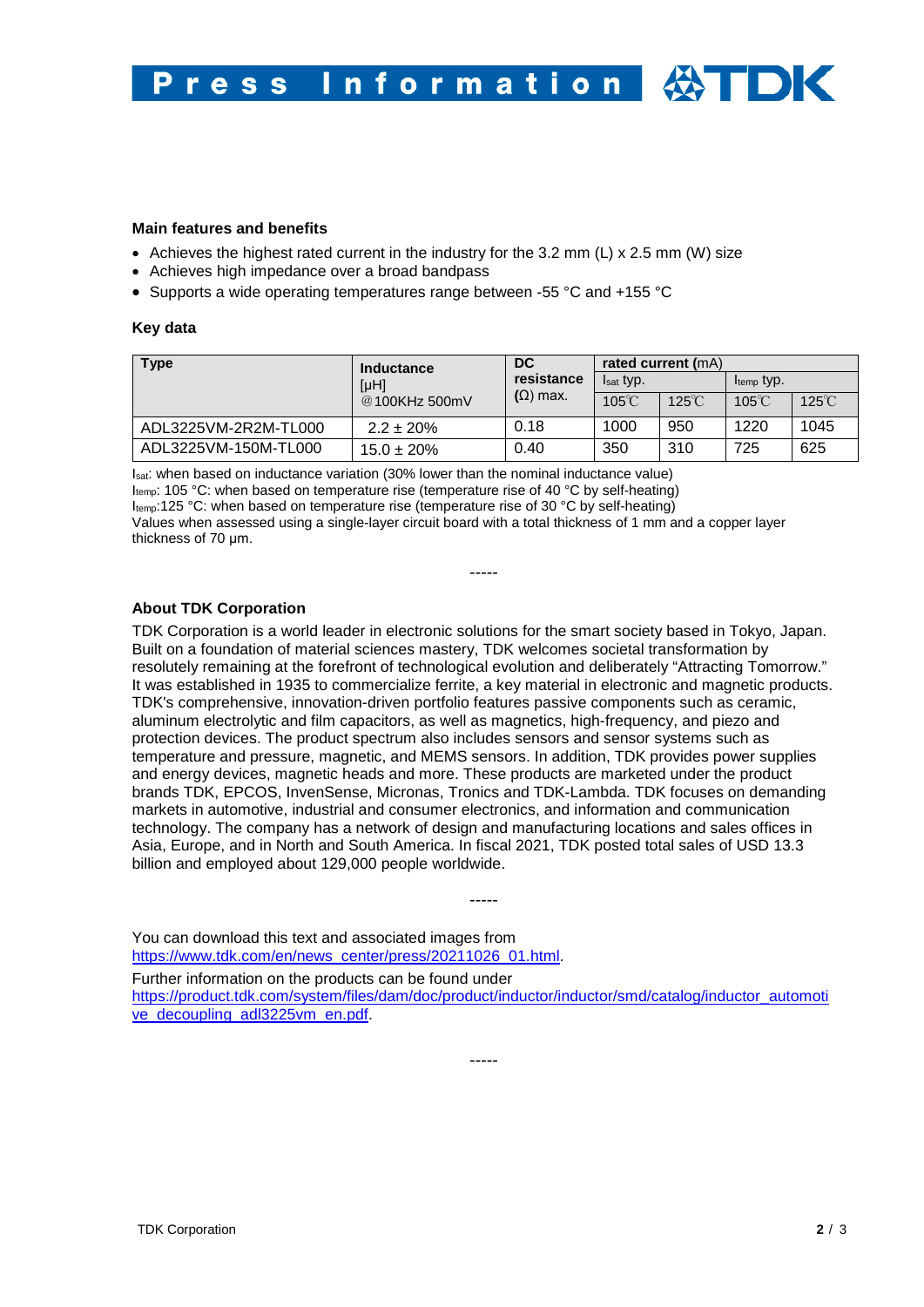**Main features and benefits**

- Achieves the highest rated current in the industry for the 3.2 mm (L) x 2.5 mm (W) size
- Achieves high impedance over a broad bandpass
- Supports a wide operating temperatures range between -55 °C and +155 °C

**Key data**

| Type | Inductance [μH] @100KHz 500mV | DC resistance (Ω) max. | rated current (mA) | | | |
|---|---|---|---|---|---|---|
| | | | $I_{sat}$ typ. | | $I_{temp}$ typ. | |
| | | | 105℃ | 125℃ | 105℃ | 125℃ |
| ADL3225VM-2R2M-TL000 | 2.2 ± 20% | 0.18 | 1000 | 950 | 1220 | 1045 |
| ADL3225VM-150M-TL000 | 15.0 ± 20% | 0.40 | 350 | 310 | 725 | 625 |

$I_{sat}$: when based on inductance variation (30% lower than the nominal inductance value)
$I_{temp}$: 105 °C: when based on temperature rise (temperature rise of 40 °C by self-heating)
$I_{temp}$:125 °C: when based on temperature rise (temperature rise of 30 °C by self-heating)
Values when assessed using a single-layer circuit board with a total thickness of 1 mm and a copper layer thickness of 70 μm.

-----

**About TDK Corporation**

TDK Corporation is a world leader in electronic solutions for the smart society based in Tokyo, Japan. Built on a foundation of material sciences mastery, TDK welcomes societal transformation by resolutely remaining at the forefront of technological evolution and deliberately "Attracting Tomorrow." It was established in 1935 to commercialize ferrite, a key material in electronic and magnetic products. TDK's comprehensive, innovation-driven portfolio features passive components such as ceramic, aluminum electrolytic and film capacitors, as well as magnetics, high-frequency, and piezo and protection devices. The product spectrum also includes sensors and sensor systems such as temperature and pressure, magnetic, and MEMS sensors. In addition, TDK provides power supplies and energy devices, magnetic heads and more. These products are marketed under the product brands TDK, EPCOS, InvenSense, Micronas, Tronics and TDK-Lambda. TDK focuses on demanding markets in automotive, industrial and consumer electronics, and information and communication technology. The company has a network of design and manufacturing locations and sales offices in Asia, Europe, and in North and South America. In fiscal 2021, TDK posted total sales of USD 13.3 billion and employed about 129,000 people worldwide.

-----

You can download this text and associated images from https://www.tdk.com/en/news_center/press/20211026_01.html.

Further information on the products can be found under https://product.tdk.com/system/files/dam/doc/product/inductor/inductor/smd/catalog/inductor_automotive_decoupling_adl3225vm_en.pdf.

-----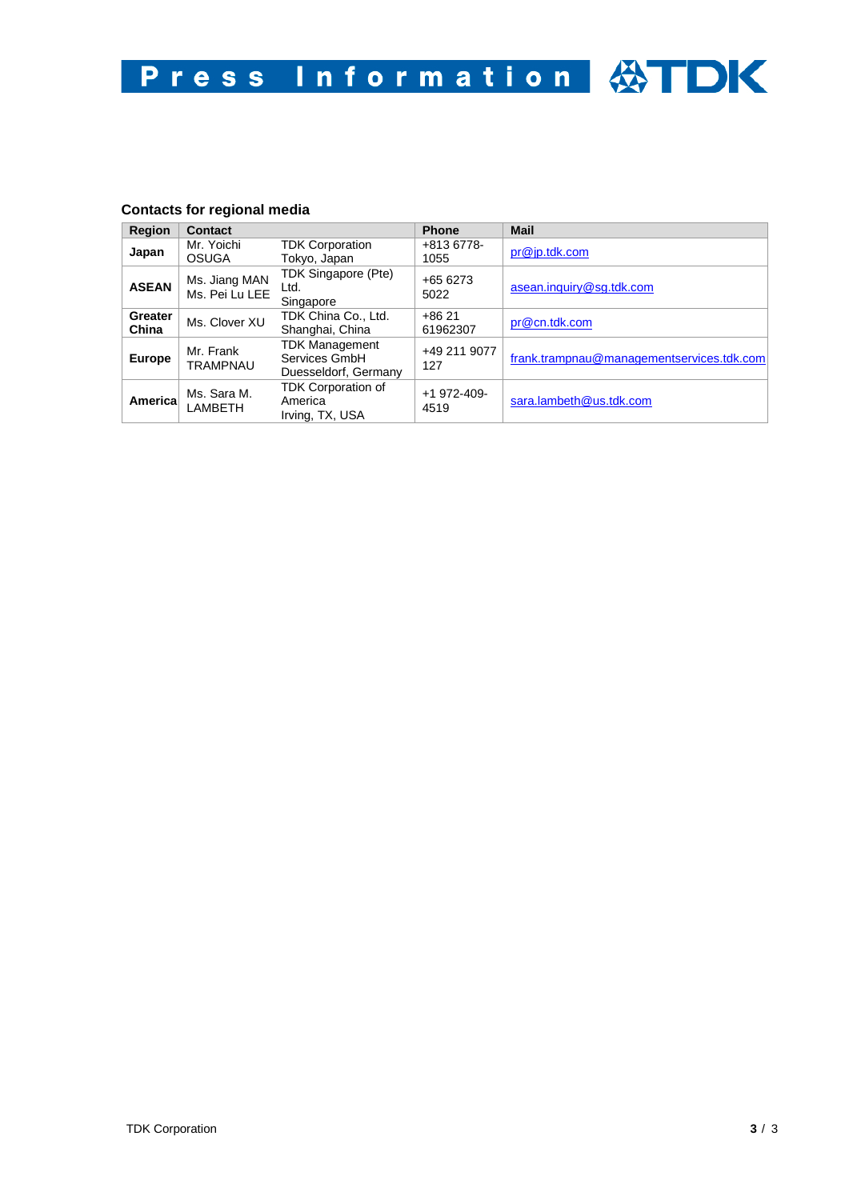## Contacts for regional media

| Region | Contact | | Phone | Mail |
|---|---|---|---|---|
| **Japan** | Mr. Yoichi OSUGA | TDK Corporation Tokyo, Japan | +813 6778-1055 | pr@jp.tdk.com |
| **ASEAN** | Ms. Jiang MAN Ms. Pei Lu LEE | TDK Singapore (Pte) Ltd. Singapore | +65 6273 5022 | asean.inquiry@sg.tdk.com |
| **Greater China** | Ms. Clover XU | TDK China Co., Ltd. Shanghai, China | +86 21 61962307 | pr@cn.tdk.com |
| **Europe** | Mr. Frank TRAMPNAU | TDK Management Services GmbH Duesseldorf, Germany | +49 211 9077 127 | frank.trampnau@managementservices.tdk.com |
| **America** | Ms. Sara M. LAMBETH | TDK Corporation of America Irving, TX, USA | +1 972-409-4519 | sara.lambeth@us.tdk.com |